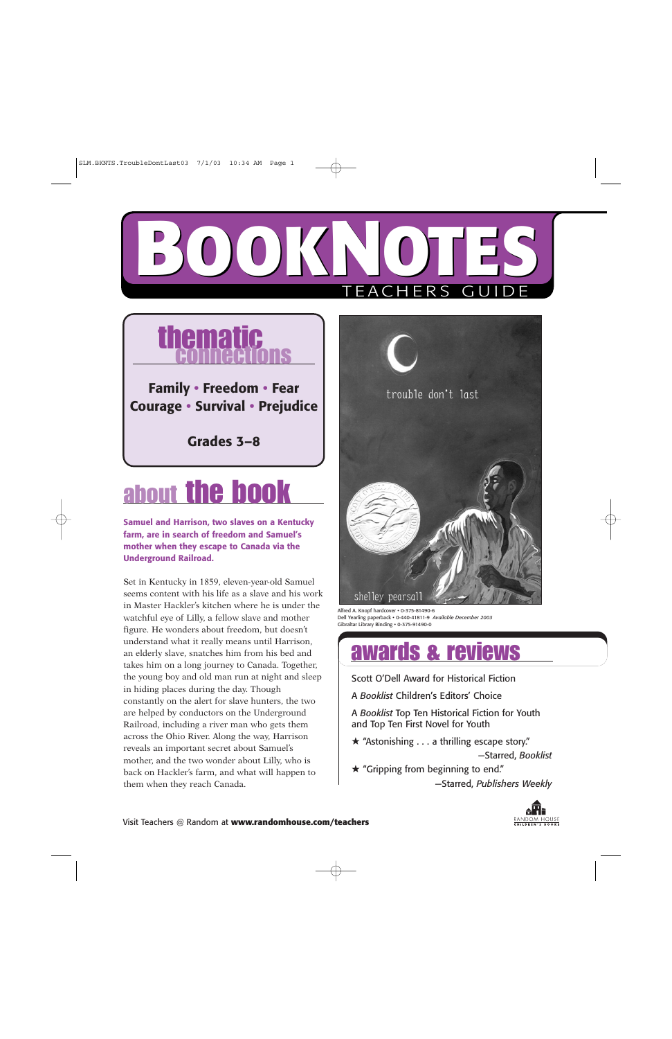# BOOKNOTES

TEACHERS GUIDE

## thematic connections

**Family • Freedom • Fear**
**Courage • Survival • Prejudice**

**Grades 3–8**

## about the book

**Samuel and Harrison, two slaves on a Kentucky farm, are in search of freedom and Samuel's mother when they escape to Canada via the Underground Railroad.**

Set in Kentucky in 1859, eleven-year-old Samuel seems content with his life as a slave and his work in Master Hackler's kitchen where he is under the watchful eye of Lilly, a fellow slave and mother figure. He wonders about freedom, but doesn't understand what it really means until Harrison, an elderly slave, snatches him from his bed and takes him on a long journey to Canada. Together, the young boy and old man run at night and sleep in hiding places during the day. Though constantly on the alert for slave hunters, the two are helped by conductors on the Underground Railroad, including a river man who gets them across the Ohio River. Along the way, Harrison reveals an important secret about Samuel's mother, and the two wonder about Lilly, who is back on Hackler's farm, and what will happen to them when they reach Canada.

trouble don't last

shelley pearsall

Alfred A. Knopf hardcover • 0-375-81490-6
Dell Yearling paperback • 0-440-41811-9 *Available December 2003*
Gibraltar Library Binding • 0-375-91490-0

## awards & reviews

Scott O'Dell Award for Historical Fiction

A *Booklist* Children's Editors' Choice

A *Booklist* Top Ten Historical Fiction for Youth and Top Ten First Novel for Youth

★ "Astonishing . . . a thrilling escape story."
—Starred, *Booklist*

★ "Gripping from beginning to end."
—Starred, *Publishers Weekly*

Visit Teachers @ Random at **www.randomhouse.com/teachers**

RANDOM HOUSE CHILDREN'S BOOKS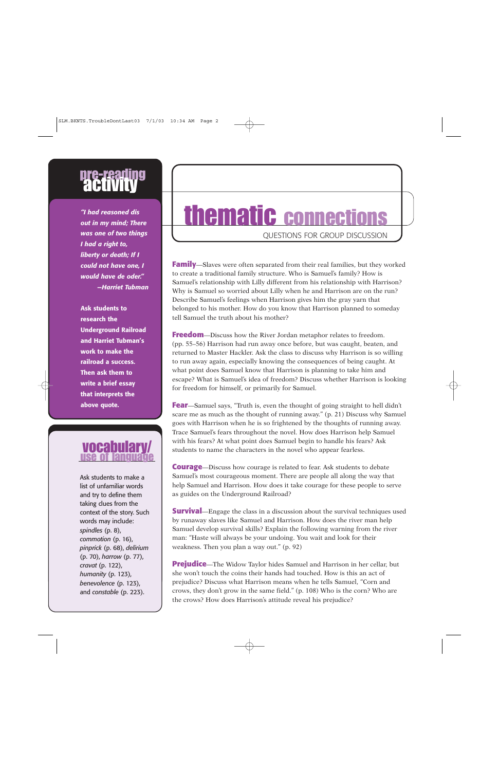## pre-reading activity

*"I had reasoned dis out in my mind; There was one of two things I had a right to, liberty or death; If I could not have one, I would have de oder."*
*—Harriet Tubman*

**Ask students to research the Underground Railroad and Harriet Tubman's work to make the railroad a success. Then ask them to write a brief essay that interprets the above quote.**

## vocabulary/ use of language

Ask students to make a list of unfamiliar words and try to define them taking clues from the context of the story. Such words may include: *spindles* (p. 8), *commotion* (p. 16), *pinprick* (p. 68), *delirium* (p. 70), *harrow* (p. 77), *cravat* (p. 122), *humanity* (p. 123), *benevolence* (p. 123), and *constable* (p. 223).

# thematic connections

QUESTIONS FOR GROUP DISCUSSION

**Family**—Slaves were often separated from their real families, but they worked to create a traditional family structure. Who is Samuel's family? How is Samuel's relationship with Lilly different from his relationship with Harrison? Why is Samuel so worried about Lilly when he and Harrison are on the run? Describe Samuel's feelings when Harrison gives him the gray yarn that belonged to his mother. How do you know that Harrison planned to someday tell Samuel the truth about his mother?

**Freedom**—Discuss how the River Jordan metaphor relates to freedom. (pp. 55–56) Harrison had run away once before, but was caught, beaten, and returned to Master Hackler. Ask the class to discuss why Harrison is so willing to run away again, especially knowing the consequences of being caught. At what point does Samuel know that Harrison is planning to take him and escape? What is Samuel's idea of freedom? Discuss whether Harrison is looking for freedom for himself, or primarily for Samuel.

**Fear**—Samuel says, "Truth is, even the thought of going straight to hell didn't scare me as much as the thought of running away." (p. 21) Discuss why Samuel goes with Harrison when he is so frightened by the thoughts of running away. Trace Samuel's fears throughout the novel. How does Harrison help Samuel with his fears? At what point does Samuel begin to handle his fears? Ask students to name the characters in the novel who appear fearless.

**Courage**—Discuss how courage is related to fear. Ask students to debate Samuel's most courageous moment. There are people all along the way that help Samuel and Harrison. How does it take courage for these people to serve as guides on the Underground Railroad?

**Survival**—Engage the class in a discussion about the survival techniques used by runaway slaves like Samuel and Harrison. How does the river man help Samuel develop survival skills? Explain the following warning from the river man: "Haste will always be your undoing. You wait and look for their weakness. Then you plan a way out." (p. 92)

**Prejudice**—The Widow Taylor hides Samuel and Harrison in her cellar, but she won't touch the coins their hands had touched. How is this an act of prejudice? Discuss what Harrison means when he tells Samuel, "Corn and crows, they don't grow in the same field." (p. 108) Who is the corn? Who are the crows? How does Harrison's attitude reveal his prejudice?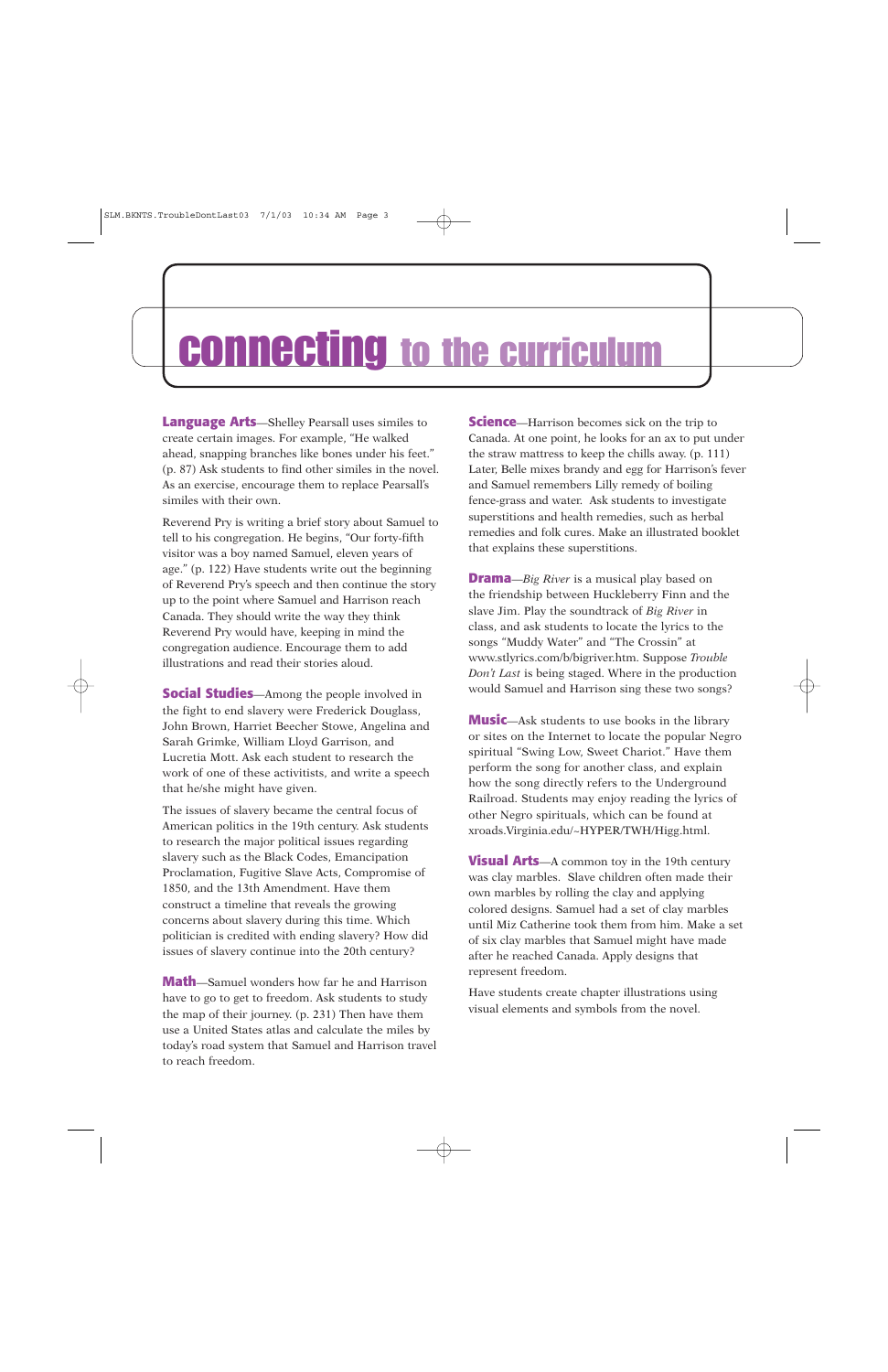# connecting to the curriculum

**Language Arts**—Shelley Pearsall uses similes to create certain images. For example, "He walked ahead, snapping branches like bones under his feet." (p. 87) Ask students to find other similes in the novel. As an exercise, encourage them to replace Pearsall's similes with their own.

Reverend Pry is writing a brief story about Samuel to tell to his congregation. He begins, "Our forty-fifth visitor was a boy named Samuel, eleven years of age." (p. 122) Have students write out the beginning of Reverend Pry's speech and then continue the story up to the point where Samuel and Harrison reach Canada. They should write the way they think Reverend Pry would have, keeping in mind the congregation audience. Encourage them to add illustrations and read their stories aloud.

**Social Studies**—Among the people involved in the fight to end slavery were Frederick Douglass, John Brown, Harriet Beecher Stowe, Angelina and Sarah Grimke, William Lloyd Garrison, and Lucretia Mott. Ask each student to research the work of one of these activitists, and write a speech that he/she might have given.

The issues of slavery became the central focus of American politics in the 19th century. Ask students to research the major political issues regarding slavery such as the Black Codes, Emancipation Proclamation, Fugitive Slave Acts, Compromise of 1850, and the 13th Amendment. Have them construct a timeline that reveals the growing concerns about slavery during this time. Which politician is credited with ending slavery? How did issues of slavery continue into the 20th century?

**Math**—Samuel wonders how far he and Harrison have to go to get to freedom. Ask students to study the map of their journey. (p. 231) Then have them use a United States atlas and calculate the miles by today's road system that Samuel and Harrison travel to reach freedom.

**Science**—Harrison becomes sick on the trip to Canada. At one point, he looks for an ax to put under the straw mattress to keep the chills away. (p. 111) Later, Belle mixes brandy and egg for Harrison's fever and Samuel remembers Lilly remedy of boiling fence-grass and water. Ask students to investigate superstitions and health remedies, such as herbal remedies and folk cures. Make an illustrated booklet that explains these superstitions.

**Drama**—*Big River* is a musical play based on the friendship between Huckleberry Finn and the slave Jim. Play the soundtrack of *Big River* in class, and ask students to locate the lyrics to the songs "Muddy Water" and "The Crossin" at www.stlyrics.com/b/bigriver.htm. Suppose *Trouble Don't Last* is being staged. Where in the production would Samuel and Harrison sing these two songs?

**Music**—Ask students to use books in the library or sites on the Internet to locate the popular Negro spiritual "Swing Low, Sweet Chariot." Have them perform the song for another class, and explain how the song directly refers to the Underground Railroad. Students may enjoy reading the lyrics of other Negro spirituals, which can be found at xroads.Virginia.edu/~HYPER/TWH/Higg.html.

**Visual Arts**—A common toy in the 19th century was clay marbles. Slave children often made their own marbles by rolling the clay and applying colored designs. Samuel had a set of clay marbles until Miz Catherine took them from him. Make a set of six clay marbles that Samuel might have made after he reached Canada. Apply designs that represent freedom.

Have students create chapter illustrations using visual elements and symbols from the novel.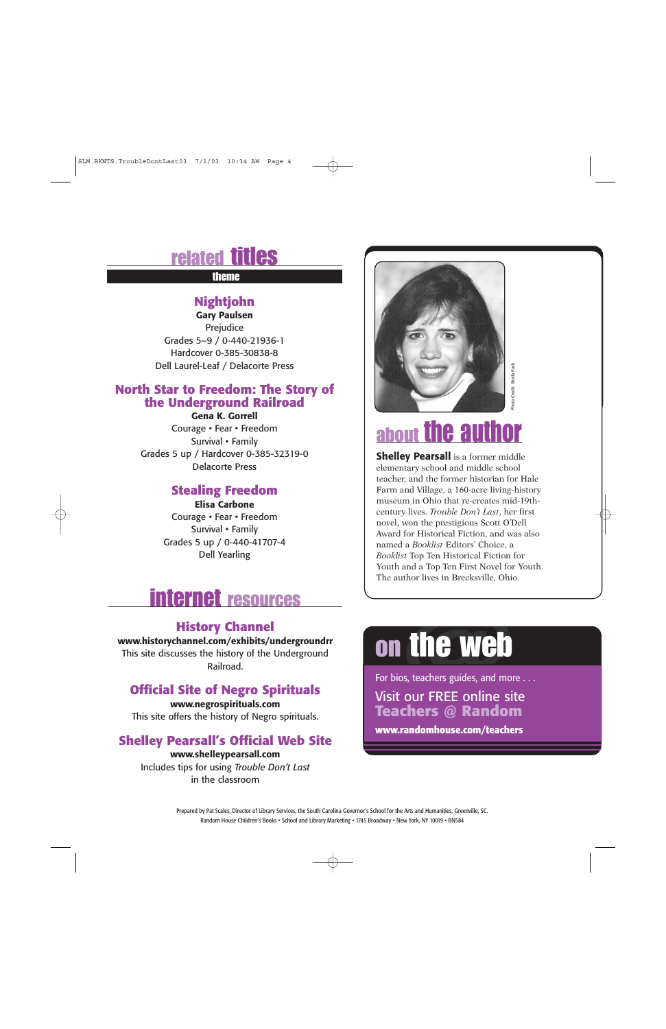## related titles

### theme

**Nightjohn**
**Gary Paulsen**
Prejudice
Grades 5–9 / 0-440-21936-1
Hardcover 0-385-30838-8
Dell Laurel-Leaf / Delacorte Press

**North Star to Freedom: The Story of the Underground Railroad**
**Gena K. Gorrell**
Courage • Fear • Freedom
Survival • Family
Grades 5 up / Hardcover 0-385-32319-0
Delacorte Press

**Stealing Freedom**
**Elisa Carbone**
Courage • Fear • Freedom
Survival • Family
Grades 5 up / 0-440-41707-4
Dell Yearling

## internet resources

**History Channel**
**www.historychannel.com/exhibits/undergroundrr**
This site discusses the history of the Underground Railroad.

**Official Site of Negro Spirituals**
**www.negrospirituals.com**
This site offers the history of Negro spirituals.

**Shelley Pearsall's Official Web Site**
**www.shelleypearsall.com**
Includes tips for using *Trouble Don't Last* in the classroom

Photo Credit: Sheila Pack

## about the author

**Shelley Pearsall** is a former middle elementary school and middle school teacher, and the former historian for Hale Farm and Village, a 160-acre living-history museum in Ohio that re-creates mid-19th-century lives. *Trouble Don't Last*, her first novel, won the prestigious Scott O'Dell Award for Historical Fiction, and was also named a *Booklist* Editors' Choice, a *Booklist* Top Ten Historical Fiction for Youth and a Top Ten First Novel for Youth. The author lives in Brecksville, Ohio.

## on the web

For bios, teachers guides, and more . . .
Visit our FREE online site
**Teachers @ Random**
**www.randomhouse.com/teachers**

Prepared by Pat Scales, Director of Library Services, the South Carolina Governor's School for the Arts and Humanities, Greenville, SC.
Random House Children's Books • School and Library Marketing • 1745 Broadway • New York, NY 10019 • BN584